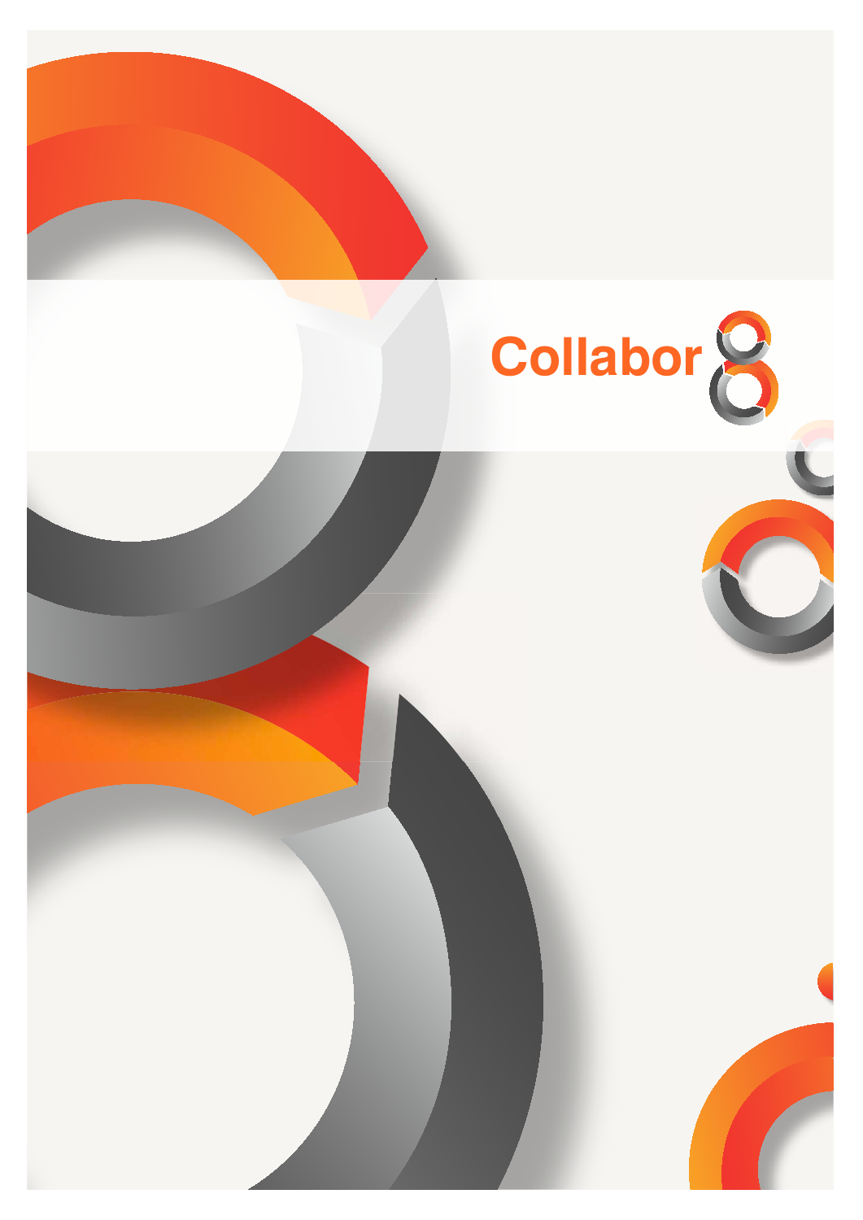# Collabor8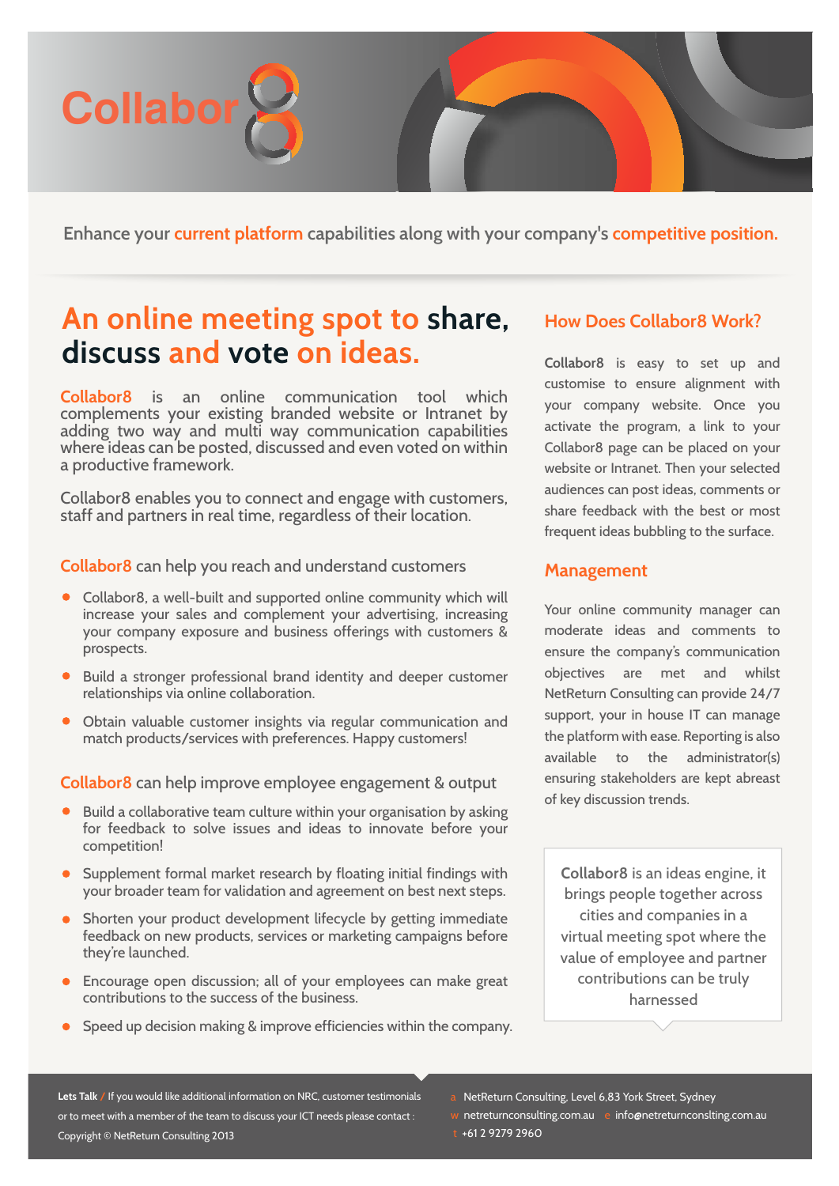# Collabor8

Enhance your current platform capabilities along with your company's competitive position.

## An online meeting spot to share, discuss and vote on ideas.

Collabor8 is an online communication tool which complements your existing branded website or Intranet by adding two way and multi way communication capabilities where ideas can be posted, discussed and even voted on within a productive framework.

Collabor8 enables you to connect and engage with customers, staff and partners in real time, regardless of their location.

### Collabor8 can help you reach and understand customers

- Collabor8, a well-built and supported online community which will increase your sales and complement your advertising, increasing your company exposure and business offerings with customers & prospects.
- Build a stronger professional brand identity and deeper customer relationships via online collaboration.
- Obtain valuable customer insights via regular communication and match products/services with preferences. Happy customers!

### Collabor8 can help improve employee engagement & output

- Build a collaborative team culture within your organisation by asking for feedback to solve issues and ideas to innovate before your competition!
- Supplement formal market research by floating initial findings with your broader team for validation and agreement on best next steps.
- Shorten your product development lifecycle by getting immediate feedback on new products, services or marketing campaigns before they're launched.
- Encourage open discussion; all of your employees can make great contributions to the success of the business.
- Speed up decision making & improve efficiencies within the company.

### How Does Collabor8 Work?

**Collabor8** is easy to set up and customise to ensure alignment with your company website. Once you activate the program, a link to your Collabor8 page can be placed on your website or Intranet. Then your selected audiences can post ideas, comments or share feedback with the best or most frequent ideas bubbling to the surface.

### Management

Your online community manager can moderate ideas and comments to ensure the company's communication objectives are met and whilst NetReturn Consulting can provide 24/7 support, your in house IT can manage the platform with ease. Reporting is also available to the administrator(s) ensuring stakeholders are kept abreast of key discussion trends.

> **Collabor8** is an ideas engine, it brings people together across cities and companies in a virtual meeting spot where the value of employee and partner contributions can be truly harnessed

**Lets Talk** / If you would like additional information on NRC, customer testimonials or to meet with a member of the team to discuss your ICT needs please contact :

Copyright © NetReturn Consulting 2013

a NetReturn Consulting, Level 6,83 York Street, Sydney
w netreturnconsulting.com.au e info@netreturnconslting.com.au
t +61 2 9279 2960